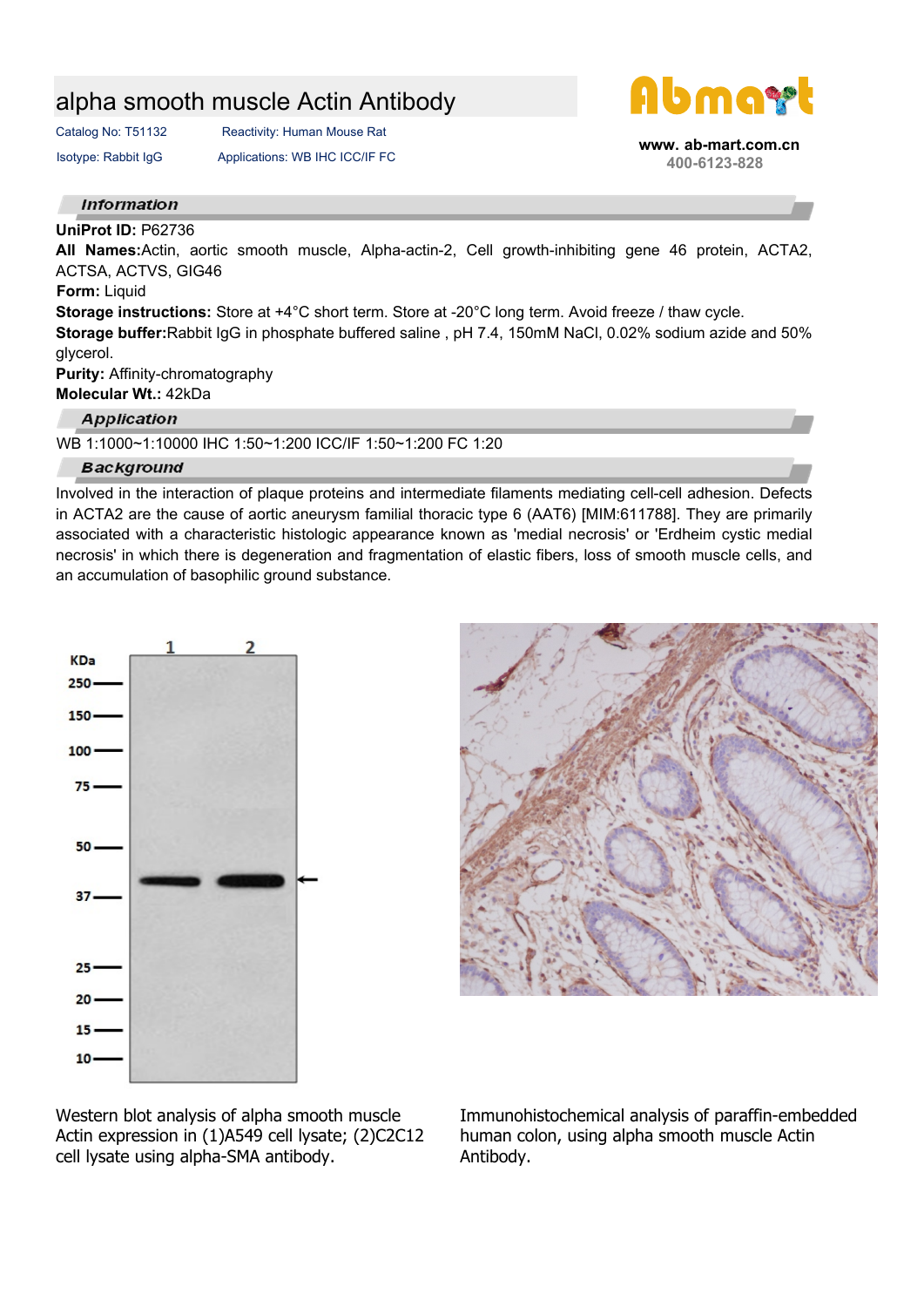# alpha smooth muscle Actin Antibody

Catalog No: T51132 | Reactivity: Human Mouse Rat

Isotype: Rabbit IgG | Applications: WB IHC ICC/IF FC

www. ab-mart.com.cn
400-6123-828

## Information

**UniProt ID:** P62736

**All Names:**Actin, aortic smooth muscle, Alpha-actin-2, Cell growth-inhibiting gene 46 protein, ACTA2, ACTSA, ACTVS, GIG46

**Form:** Liquid

**Storage instructions:** Store at +4°C short term. Store at -20°C long term. Avoid freeze / thaw cycle.

**Storage buffer:**Rabbit IgG in phosphate buffered saline , pH 7.4, 150mM NaCl, 0.02% sodium azide and 50% glycerol.

**Purity:** Affinity-chromatography

**Molecular Wt.:** 42kDa

## Application

WB 1:1000~1:10000 IHC 1:50~1:200 ICC/IF 1:50~1:200 FC 1:20

## Background

Involved in the interaction of plaque proteins and intermediate filaments mediating cell-cell adhesion. Defects in ACTA2 are the cause of aortic aneurysm familial thoracic type 6 (AAT6) [MIM:611788]. They are primarily associated with a characteristic histologic appearance known as 'medial necrosis' or 'Erdheim cystic medial necrosis' in which there is degeneration and fragmentation of elastic fibers, loss of smooth muscle cells, and an accumulation of basophilic ground substance.

Western blot analysis of alpha smooth muscle Actin expression in (1)A549 cell lysate; (2)C2C12 cell lysate using alpha-SMA antibody.

Immunohistochemical analysis of paraffin-embedded human colon, using alpha smooth muscle Actin Antibody.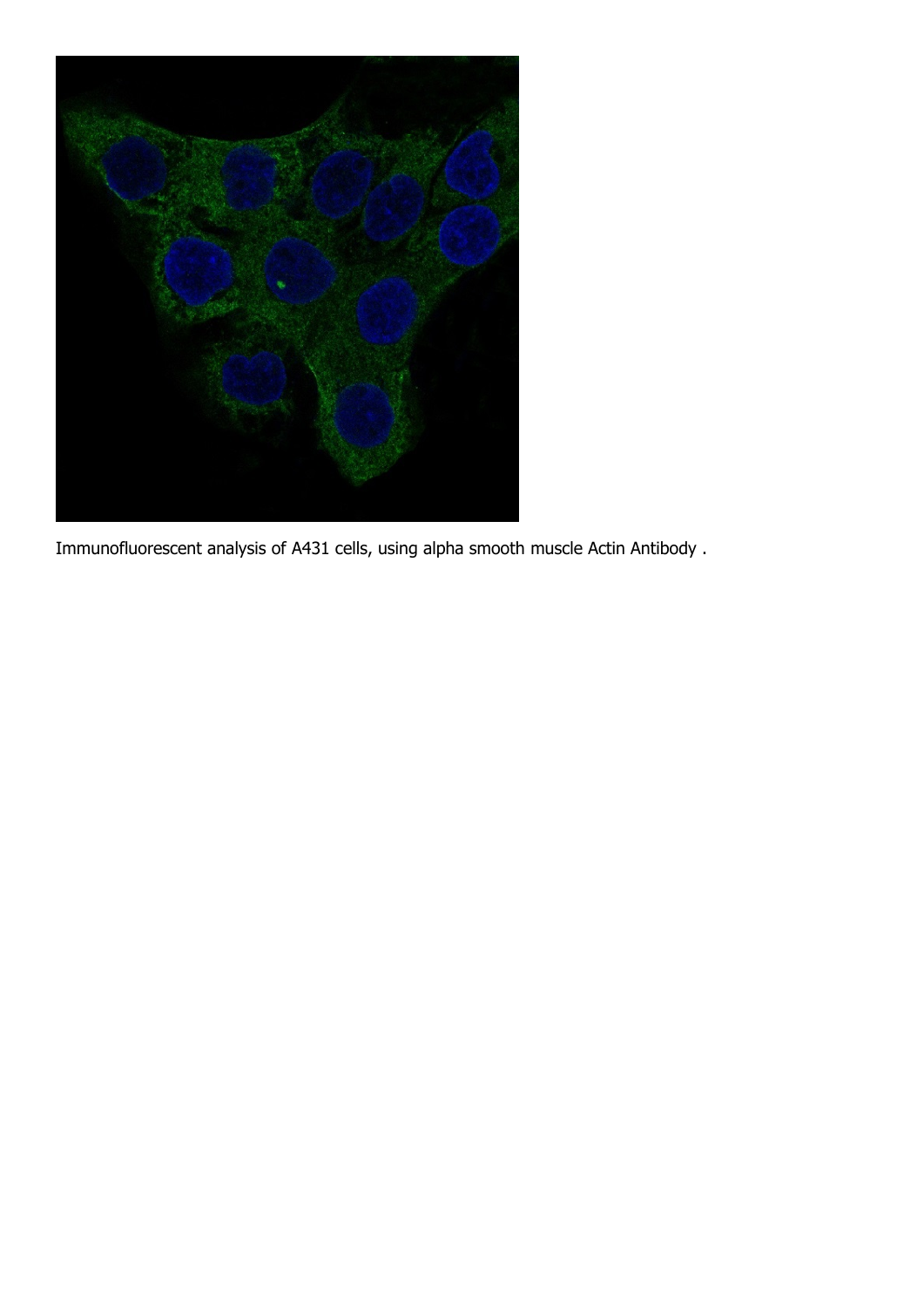Immunofluorescent analysis of A431 cells, using alpha smooth muscle Actin Antibody .